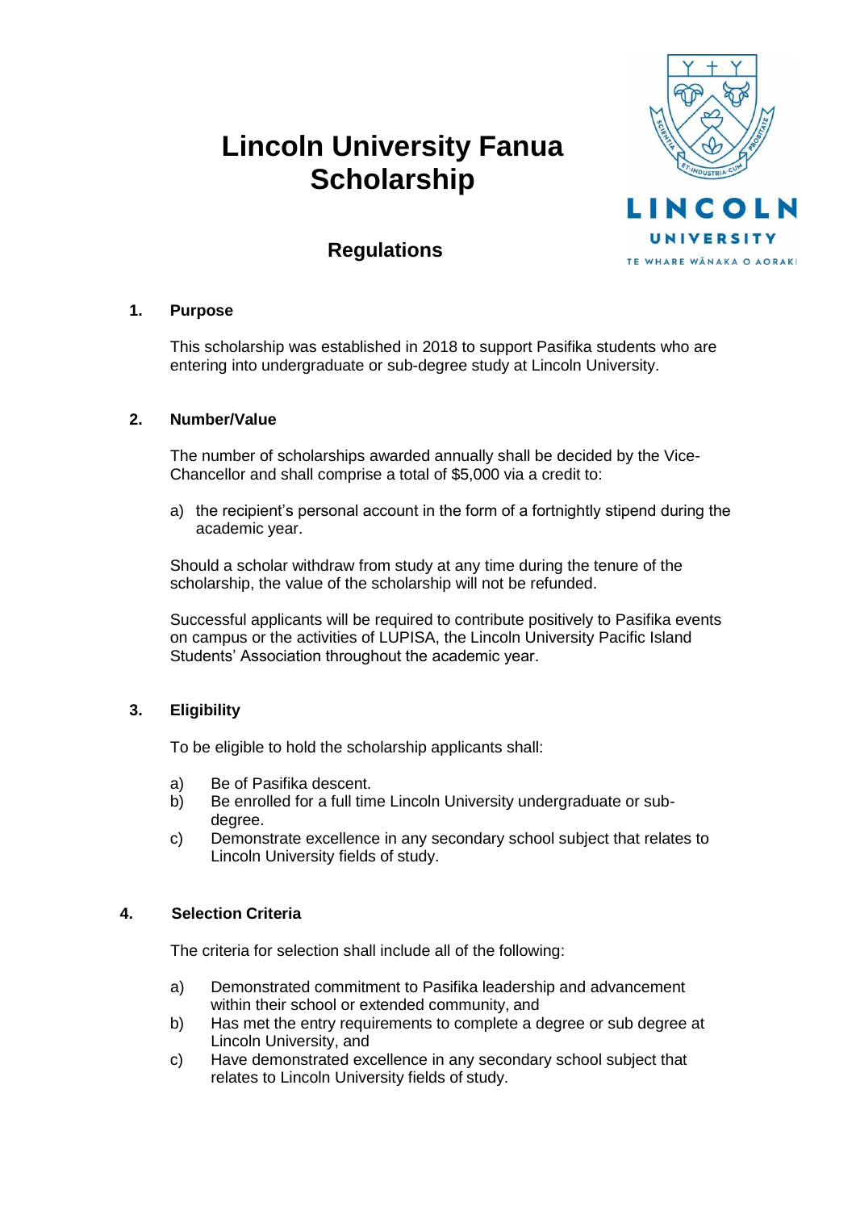# Lincoln University Fanua Scholarship

## Regulations

### 1. Purpose

This scholarship was established in 2018 to support Pasifika students who are entering into undergraduate or sub-degree study at Lincoln University.

### 2. Number/Value

The number of scholarships awarded annually shall be decided by the Vice-Chancellor and shall comprise a total of $5,000 via a credit to:

a) the recipient's personal account in the form of a fortnightly stipend during the academic year.

Should a scholar withdraw from study at any time during the tenure of the scholarship, the value of the scholarship will not be refunded.

Successful applicants will be required to contribute positively to Pasifika events on campus or the activities of LUPISA, the Lincoln University Pacific Island Students' Association throughout the academic year.

### 3. Eligibility

To be eligible to hold the scholarship applicants shall:

a) Be of Pasifika descent.
b) Be enrolled for a full time Lincoln University undergraduate or sub-degree.
c) Demonstrate excellence in any secondary school subject that relates to Lincoln University fields of study.

### 4. Selection Criteria

The criteria for selection shall include all of the following:

a) Demonstrated commitment to Pasifika leadership and advancement within their school or extended community, and
b) Has met the entry requirements to complete a degree or sub degree at Lincoln University, and
c) Have demonstrated excellence in any secondary school subject that relates to Lincoln University fields of study.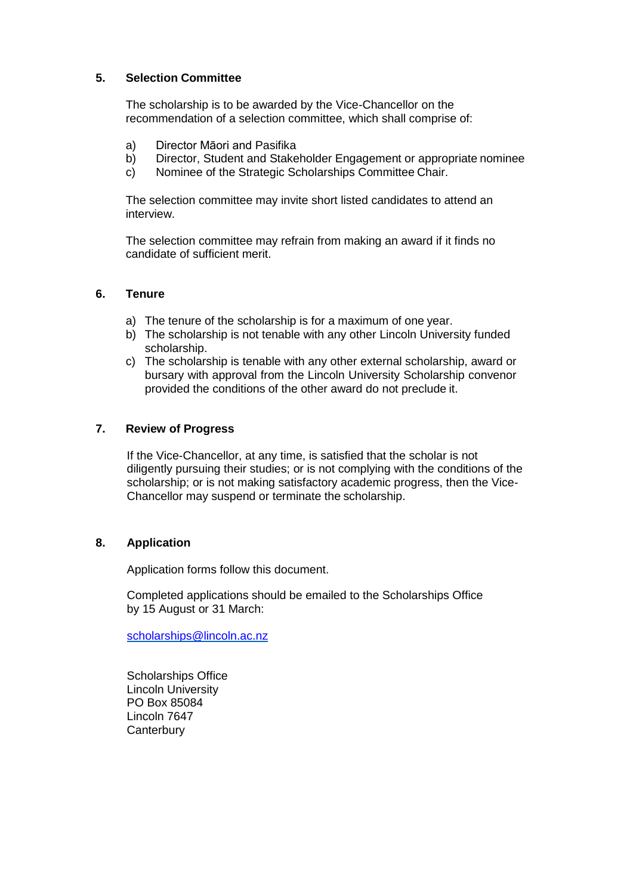## 5. Selection Committee

The scholarship is to be awarded by the Vice-Chancellor on the recommendation of a selection committee, which shall comprise of:

a) Director Māori and Pasifika
b) Director, Student and Stakeholder Engagement or appropriate nominee
c) Nominee of the Strategic Scholarships Committee Chair.

The selection committee may invite short listed candidates to attend an interview.

The selection committee may refrain from making an award if it finds no candidate of sufficient merit.

## 6. Tenure

a) The tenure of the scholarship is for a maximum of one year.
b) The scholarship is not tenable with any other Lincoln University funded scholarship.
c) The scholarship is tenable with any other external scholarship, award or bursary with approval from the Lincoln University Scholarship convenor provided the conditions of the other award do not preclude it.

## 7. Review of Progress

If the Vice-Chancellor, at any time, is satisfied that the scholar is not diligently pursuing their studies; or is not complying with the conditions of the scholarship; or is not making satisfactory academic progress, then the Vice-Chancellor may suspend or terminate the scholarship.

## 8. Application

Application forms follow this document.

Completed applications should be emailed to the Scholarships Office by 15 August or 31 March:

scholarships@lincoln.ac.nz

Scholarships Office
Lincoln University
PO Box 85084
Lincoln 7647
Canterbury